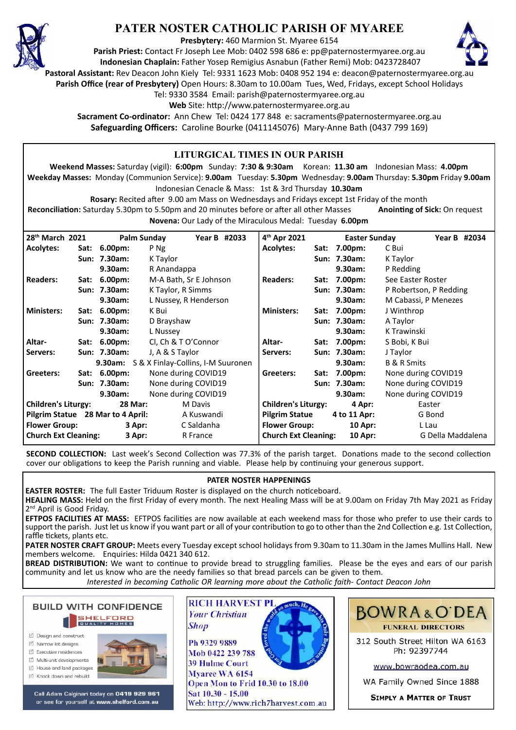# PATER NOSTER CATHOLIC PARISH OF MYAREE

**Presbytery:** 460 Marmion St. Myaree 6154
**Parish Priest:** Contact Fr Joseph Lee Mob: 0402 598 686 e: pp@paternostermyaree.org.au
**Indonesian Chaplain:** Father Yosep Remigius Asnabun (Father Remi) Mob: 0423728407
**Pastoral Assistant:** Rev Deacon John Kiely Tel: 9331 1623 Mob: 0408 952 194 e: deacon@paternostermyaree.org.au
**Parish Office (rear of Presbytery)** Open Hours: 8.30am to 10.00am Tues, Wed, Fridays, except School Holidays
Tel: 9330 3584 Email: parish@paternostermyaree.org.au
**Web** Site: http://www.paternostermyaree.org.au
**Sacrament Co-ordinator:** Ann Chew Tel: 0424 177 848 e: sacraments@paternostermyaree.org.au
**Safeguarding Officers:** Caroline Bourke (0411145076) Mary-Anne Bath (0437 799 169)

## LITURGICAL TIMES IN OUR PARISH

**Weekend Masses:** Saturday (vigil): **6:00pm** Sunday: **7:30 & 9:30am** Korean: **11.30 am** Indonesian Mass: **4.00pm**
**Weekday Masses:** Monday (Communion Service): **9.00am** Tuesday: **5.30pm** Wednesday: **9.00am** Thursday: **5.30pm** Friday **9.00am**
Indonesian Cenacle & Mass: 1st & 3rd Thursday **10.30am**
**Rosary:** Recited after 9.00 am Mass on Wednesdays and Fridays except 1st Friday of the month
**Reconciliation:** Saturday 5.30pm to 5.50pm and 20 minutes before or after all other Masses **Anointing of Sick:** On request
**Novena:** Our Lady of the Miraculous Medal: Tuesday **6.00pm**

| 28th March 2021 | | | Palm Sunday Year B #2033 |
|---|---|---|---|
| **Acolytes:** | **Sat:** | **6.00pm:** | P Ng |
| | **Sun:** | **7.30am:** | K Taylor |
| | | **9.30am:** | R Anandappa |
| **Readers:** | **Sat:** | **6.00pm:** | M-A Bath, Sr E Johnson |
| | **Sun:** | **7.30am:** | K Taylor, R Simms |
| | | **9.30am:** | L Nussey, R Henderson |
| **Ministers:** | **Sat:** | **6.00pm:** | K Bui |
| | **Sun:** | **7.30am:** | D Brayshaw |
| | | **9.30am:** | L Nussey |
| **Altar-Servers:** | **Sat:** | **6.00pm:** | Cl, Ch & T O'Connor |
| | **Sun:** | **7.30am:** | J, A & S Taylor |
| | | **9.30am:** | S & X Finlay-Collins, I-M Suuronen |
| **Greeters:** | **Sat:** | **6.00pm:** | None during COVID19 |
| | **Sun:** | **7.30am:** | None during COVID19 |
| | | **9.30am:** | None during COVID19 |
| **Children's Liturgy:** | | **28 Mar:** | M Davis |
| **Pilgrim Statue** | | **28 Mar to 4 April:** | A Kuswandi |
| **Flower Group:** | | **3 Apr:** | C Saldanha |
| **Church Ext Cleaning:** | | **3 Apr:** | R France |

| 4th Apr 2021 | | | Easter Sunday Year B #2034 |
|---|---|---|---|
| **Acolytes:** | **Sat:** | **7.00pm:** | C Bui |
| | **Sun:** | **7.30am:** | K Taylor |
| | | **9.30am:** | P Redding |
| **Readers:** | **Sat:** | **7.00pm:** | See Easter Roster |
| | **Sun:** | **7.30am:** | P Robertson, P Redding |
| | | **9.30am:** | M Cabassi, P Menezes |
| **Ministers:** | **Sat:** | **7.00pm:** | J Winthrop |
| | **Sun:** | **7.30am:** | A Taylor |
| | | **9.30am:** | K Trawinski |
| **Altar-Servers:** | **Sat:** | **7.00pm:** | S Bobi, K Bui |
| | **Sun:** | **7.30am:** | J Taylor |
| | | **9.30am:** | B & R Smits |
| **Greeters:** | **Sat:** | **7.00pm:** | None during COVID19 |
| | **Sun:** | **7.30am:** | None during COVID19 |
| | | **9.30am:** | None during COVID19 |
| **Children's Liturgy:** | | **4 Apr:** | Easter |
| **Pilgrim Statue** | | **4 to 11 Apr:** | G Bond |
| **Flower Group:** | | **10 Apr:** | L Lau |
| **Church Ext Cleaning:** | | **10 Apr:** | G Della Maddalena |

**SECOND COLLECTION:** Last week's Second Collection was 77.3% of the parish target. Donations made to the second collection cover our obligations to keep the Parish running and viable. Please help by continuing your generous support.

## PATER NOSTER HAPPENINGS

**EASTER ROSTER:** The full Easter Triduum Roster is displayed on the church noticeboard.

**HEALING MASS:** Held on the first Friday of every month. The next Healing Mass will be at 9.00am on Friday 7th May 2021 as Friday 2nd April is Good Friday.

**EFTPOS FACILITIES AT MASS:** EFTPOS facilities are now available at each weekend mass for those who prefer to use their cards to support the parish. Just let us know if you want part or all of your contribution to go to other than the 2nd Collection e.g. 1st Collection, raffle tickets, plants etc.

**PATER NOSTER CRAFT GROUP:** Meets every Tuesday except school holidays from 9.30am to 11.30am in the James Mullins Hall. New members welcome. Enquiries: Hilda 0421 340 612.

**BREAD DISTRIBUTION:** We want to continue to provide bread to struggling families. Please be the eyes and ears of our parish community and let us know who are the needy families so that bread parcels can be given to them.

*Interested in becoming Catholic OR learning more about the Catholic faith- Contact Deacon John*

**BUILD WITH CONFIDENCE** — SHELFORD QUALITY HOMES
- Design and construct
- Narrow lot designs
- Executive residences
- Multi-unit developments
- House and land packages
- Knock down and rebuild

Call Adam Calginari today on **0419 929 961** or see for yourself at **www.shelford.com.au**

**RICH HARVEST PL**
*Your Christian Shop*
Ph 9329 9889
Mob 0422 239 788
39 Hulme Court
Myaree WA 6154
Open Mon to Frid 10.30 to 18.00
Sat 10.30 - 15.00
Web: http://www.rich7harvest.com.au

**BOWRA & O'DEA**
**FUNERAL DIRECTORS**
312 South Street Hilton WA 6163
Ph: 92397744
www.bowraodea.com.au
WA Family Owned Since 1888
**SIMPLY A MATTER OF TRUST**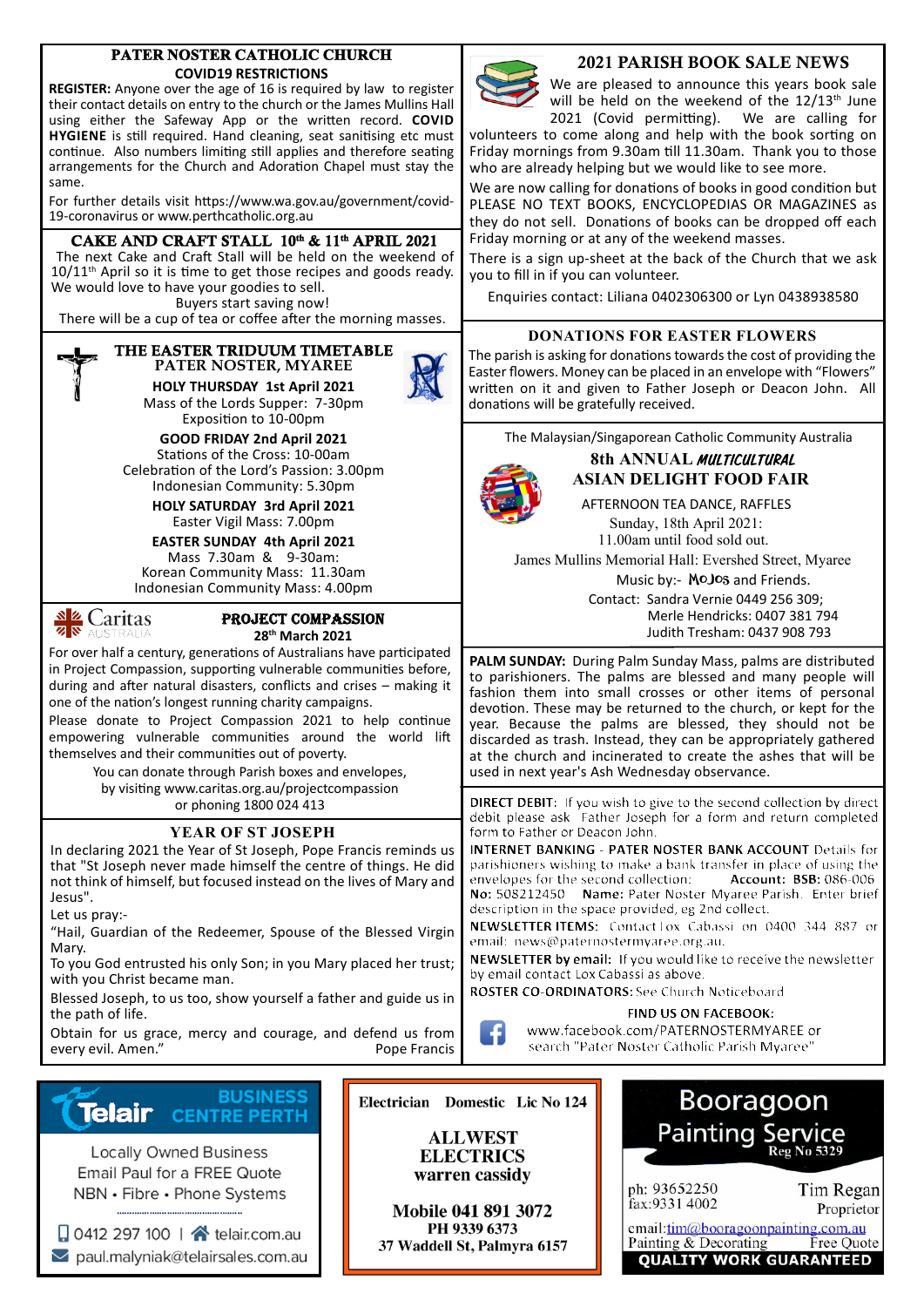## PATER NOSTER CATHOLIC CHURCH

### COVID19 RESTRICTIONS

**REGISTER:** Anyone over the age of 16 is required by law to register their contact details on entry to the church or the James Mullins Hall using either the Safeway App or the written record. **COVID HYGIENE** is still required. Hand cleaning, seat sanitising etc must continue. Also numbers limiting still applies and therefore seating arrangements for the Church and Adoration Chapel must stay the same.

For further details visit https://www.wa.gov.au/government/covid-19-coronavirus or www.perthcatholic.org.au

## CAKE AND CRAFT STALL 10th & 11th APRIL 2021

The next Cake and Craft Stall will be held on the weekend of 10/11th April so it is time to get those recipes and goods ready. We would love to have your goodies to sell.

Buyers start saving now!

There will be a cup of tea or coffee after the morning masses.

## THE EASTER TRIDUUM TIMETABLE
### PATER NOSTER, MYAREE

**HOLY THURSDAY 1st April 2021**
Mass of the Lords Supper: 7-30pm
Exposition to 10-00pm

**GOOD FRIDAY 2nd April 2021**
Stations of the Cross: 10-00am
Celebration of the Lord's Passion: 3.00pm
Indonesian Community: 5.30pm

**HOLY SATURDAY 3rd April 2021**
Easter Vigil Mass: 7.00pm

**EASTER SUNDAY 4th April 2021**
Mass 7.30am & 9-30am:
Korean Community Mass: 11.30am
Indonesian Community Mass: 4.00pm

## Caritas AUSTRALIA — PROJECT COMPASSION
**28th March 2021**

For over half a century, generations of Australians have participated in Project Compassion, supporting vulnerable communities before, during and after natural disasters, conflicts and crises – making it one of the nation's longest running charity campaigns.

Please donate to Project Compassion 2021 to help continue empowering vulnerable communities around the world lift themselves and their communities out of poverty.

You can donate through Parish boxes and envelopes, by visiting www.caritas.org.au/projectcompassion or phoning 1800 024 413

## YEAR OF ST JOSEPH

In declaring 2021 the Year of St Joseph, Pope Francis reminds us that "St Joseph never made himself the centre of things. He did not think of himself, but focused instead on the lives of Mary and Jesus".

Let us pray:-

"Hail, Guardian of the Redeemer, Spouse of the Blessed Virgin Mary.

To you God entrusted his only Son; in you Mary placed her trust; with you Christ became man.

Blessed Joseph, to us too, show yourself a father and guide us in the path of life.

Obtain for us grace, mercy and courage, and defend us from every evil. Amen." Pope Francis

## 2021 PARISH BOOK SALE NEWS

We are pleased to announce this years book sale will be held on the weekend of the 12/13th June 2021 (Covid permitting). We are calling for volunteers to come along and help with the book sorting on Friday mornings from 9.30am till 11.30am. Thank you to those who are already helping but we would like to see more.

We are now calling for donations of books in good condition but PLEASE NO TEXT BOOKS, ENCYCLOPEDIAS OR MAGAZINES as they do not sell. Donations of books can be dropped off each Friday morning or at any of the weekend masses.

There is a sign up-sheet at the back of the Church that we ask you to fill in if you can volunteer.

Enquiries contact: Liliana 0402306300 or Lyn 0438938580

## DONATIONS FOR EASTER FLOWERS

The parish is asking for donations towards the cost of providing the Easter flowers. Money can be placed in an envelope with "Flowers" written on it and given to Father Joseph or Deacon John. All donations will be gratefully received.

The Malaysian/Singaporean Catholic Community Australia

## 8th ANNUAL *MULTICULTURAL* ASIAN DELIGHT FOOD FAIR

AFTERNOON TEA DANCE, RAFFLES
Sunday, 18th April 2021:
11.00am until food sold out.
James Mullins Memorial Hall: Evershed Street, Myaree
Music by:- MoJos and Friends.
Contact: Sandra Vernie 0449 256 309;
Merle Hendricks: 0407 381 794
Judith Tresham: 0437 908 793

**PALM SUNDAY:** During Palm Sunday Mass, palms are distributed to parishioners. The palms are blessed and many people will fashion them into small crosses or other items of personal devotion. These may be returned to the church, or kept for the year. Because the palms are blessed, they should not be discarded as trash. Instead, they can be appropriately gathered at the church and incinerated to create the ashes that will be used in next year's Ash Wednesday observance.

**DIRECT DEBIT**: If you wish to give to the second collection by direct debit please ask Father Joseph for a form and return completed form to Father or Deacon John.

**INTERNET BANKING - PATER NOSTER BANK ACCOUNT** Details for parishioners wishing to make a bank transfer in place of using the envelopes for the second collection: **Account: BSB:** 086-006 **No:** 508212450 **Name:** Pater Noster Myaree Parish. Enter brief description in the space provided, eg 2nd collect.

**NEWSLETTER ITEMS**: Contact Lox Cabassi on 0400 344 887 or email: news@paternostermyaree.org.au.

**NEWSLETTER by email:** If you would like to receive the newsletter by email contact Lox Cabassi as above.

**ROSTER CO-ORDINATORS:** See Church Noticeboard

**FIND US ON FACEBOOK:**
www.facebook.com/PATERNOSTERMYAREE or search "Pater Noster Catholic Parish Myaree"

---

**Telair BUSINESS CENTRE PERTH**
Locally Owned Business
Email Paul for a FREE Quote
NBN • Fibre • Phone Systems
0412 297 100 | telair.com.au
paul.malyniak@telairsales.com.au

**Electrician Domestic Lic No 124**
**ALLWEST ELECTRICS**
**warren cassidy**
**Mobile 041 891 3072**
**PH 9339 6373**
**37 Waddell St, Palmyra 6157**

**Booragoon Painting Service**
Reg No 5329
ph: 93652250
fax:9331 4002
Tim Regan
Proprietor
email:tim@booragoonpainting.com.au
Painting & Decorating Free Quote
**QUALITY WORK GUARANTEED**